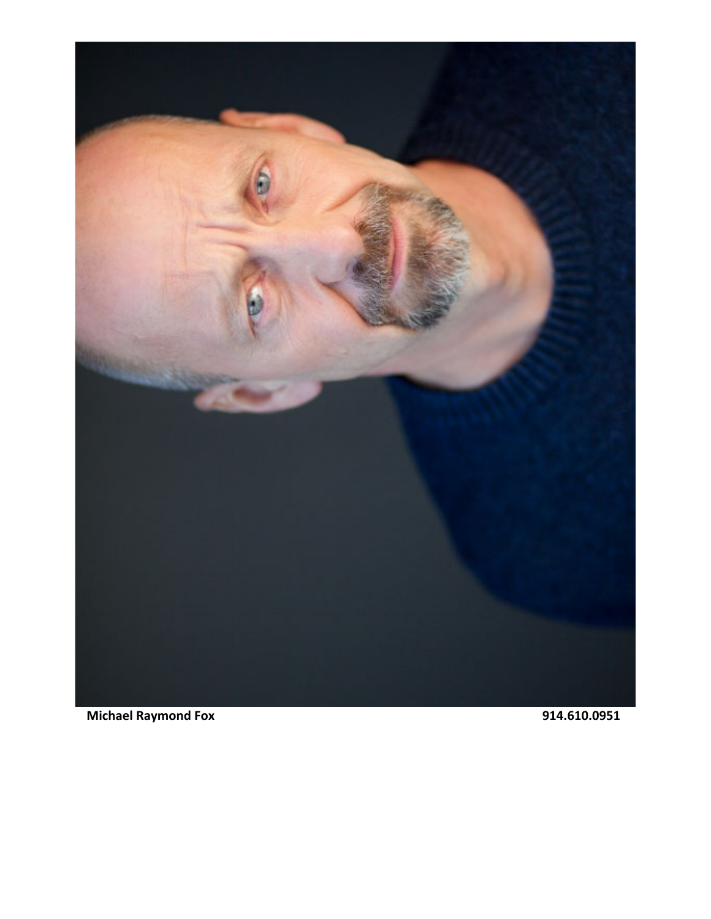**Michael Raymond Fox** **914.610.0951**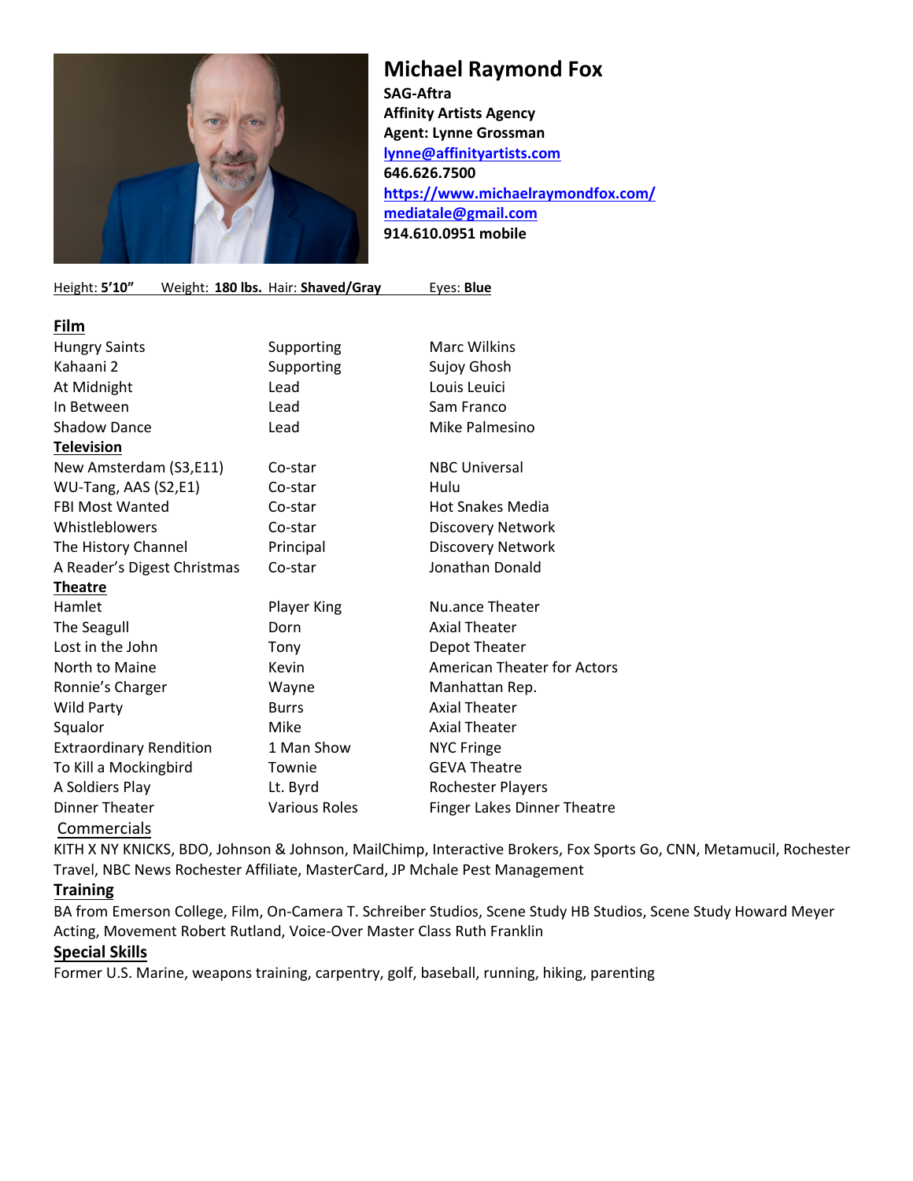# Michael Raymond Fox

**SAG-Aftra**
**Affinity Artists Agency**
**Agent: Lynne Grossman**
**lynne@affinityartists.com**
**646.626.7500**
**https://www.michaelraymondfox.com/**
**mediatale@gmail.com**
**914.610.0951 mobile**

Height: **5'10"** Weight: **180 lbs.** Hair: **Shaved/Gray** Eyes: **Blue**

## Film

| | | |
|---|---|---|
| Hungry Saints | Supporting | Marc Wilkins |
| Kahaani 2 | Supporting | Sujoy Ghosh |
| At Midnight | Lead | Louis Leuici |
| In Between | Lead | Sam Franco |
| Shadow Dance | Lead | Mike Palmesino |

## Television

| | | |
|---|---|---|
| New Amsterdam (S3,E11) | Co-star | NBC Universal |
| WU-Tang, AAS (S2,E1) | Co-star | Hulu |
| FBI Most Wanted | Co-star | Hot Snakes Media |
| Whistleblowers | Co-star | Discovery Network |
| The History Channel | Principal | Discovery Network |
| A Reader's Digest Christmas | Co-star | Jonathan Donald |

## Theatre

| | | |
|---|---|---|
| Hamlet | Player King | Nu.ance Theater |
| The Seagull | Dorn | Axial Theater |
| Lost in the John | Tony | Depot Theater |
| North to Maine | Kevin | American Theater for Actors |
| Ronnie's Charger | Wayne | Manhattan Rep. |
| Wild Party | Burrs | Axial Theater |
| Squalor | Mike | Axial Theater |
| Extraordinary Rendition | 1 Man Show | NYC Fringe |
| To Kill a Mockingbird | Townie | GEVA Theatre |
| A Soldiers Play | Lt. Byrd | Rochester Players |
| Dinner Theater | Various Roles | Finger Lakes Dinner Theatre |

## Commercials

KITH X NY KNICKS, BDO, Johnson & Johnson, MailChimp, Interactive Brokers, Fox Sports Go, CNN, Metamucil, Rochester Travel, NBC News Rochester Affiliate, MasterCard, JP Mchale Pest Management

## Training

BA from Emerson College, Film, On-Camera T. Schreiber Studios, Scene Study HB Studios, Scene Study Howard Meyer Acting, Movement Robert Rutland, Voice-Over Master Class Ruth Franklin

## Special Skills

Former U.S. Marine, weapons training, carpentry, golf, baseball, running, hiking, parenting